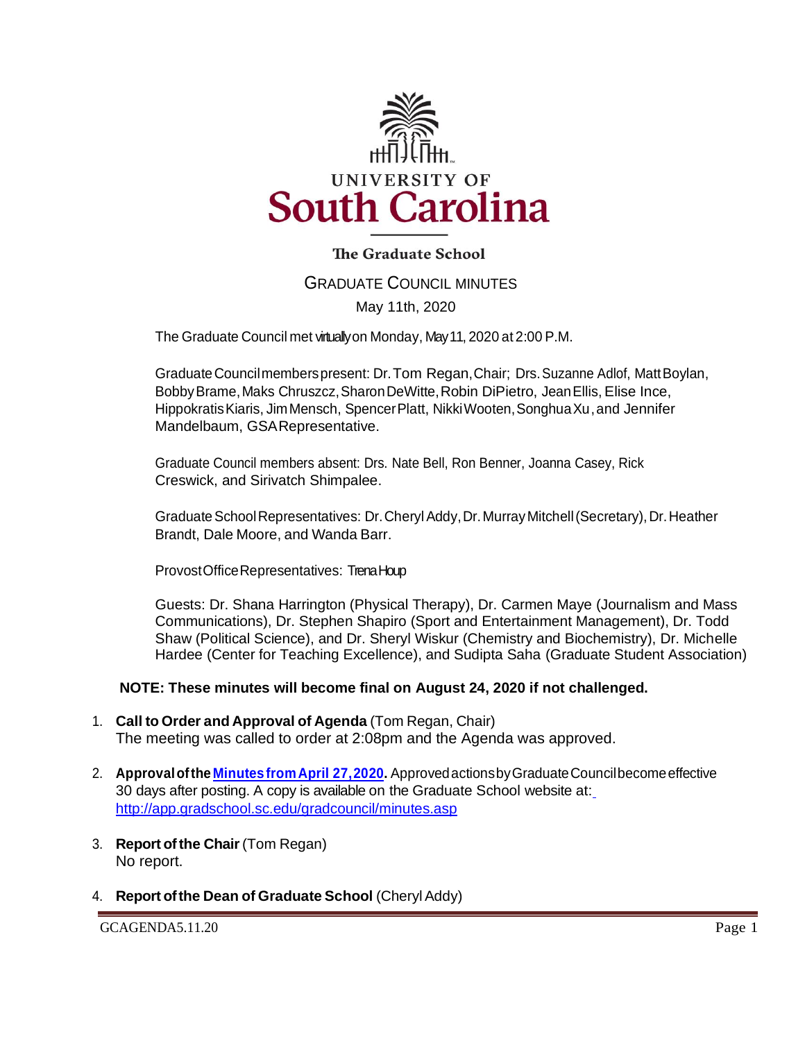UNIVERSITY OF

# South Carolina

**The Graduate School**

## GRADUATE COUNCIL MINUTES

May 11th, 2020

The Graduate Council met virtually on Monday, May 11, 2020 at 2:00 P.M.

Graduate Council members present: Dr. Tom Regan, Chair; Drs. Suzanne Adlof, Matt Boylan, Bobby Brame, Maks Chruszcz, Sharon DeWitte, Robin DiPietro, Jean Ellis, Elise Ince, Hippokratis Kiaris, Jim Mensch, Spencer Platt, Nikki Wooten, Songhua Xu, and Jennifer Mandelbaum, GSA Representative.

Graduate Council members absent: Drs. Nate Bell, Ron Benner, Joanna Casey, Rick Creswick, and Sirivatch Shimpalee.

Graduate School Representatives: Dr. Cheryl Addy, Dr. Murray Mitchell (Secretary), Dr. Heather Brandt, Dale Moore, and Wanda Barr.

Provost Office Representatives: Trena Houp

Guests: Dr. Shana Harrington (Physical Therapy), Dr. Carmen Maye (Journalism and Mass Communications), Dr. Stephen Shapiro (Sport and Entertainment Management), Dr. Todd Shaw (Political Science), and Dr. Sheryl Wiskur (Chemistry and Biochemistry), Dr. Michelle Hardee (Center for Teaching Excellence), and Sudipta Saha (Graduate Student Association)

**NOTE: These minutes will become final on August 24, 2020 if not challenged.**

1. **Call to Order and Approval of Agenda** (Tom Regan, Chair)
   The meeting was called to order at 2:08pm and the Agenda was approved.

2. **Approval of the [Minutes from April 27, 2020](http://app.gradschool.sc.edu/gradcouncil/minutes.asp).** Approved actions by Graduate Council become effective 30 days after posting. A copy is available on the Graduate School website at: http://app.gradschool.sc.edu/gradcouncil/minutes.asp

3. **Report of the Chair** (Tom Regan)
   No report.

4. **Report of the Dean of Graduate School** (Cheryl Addy)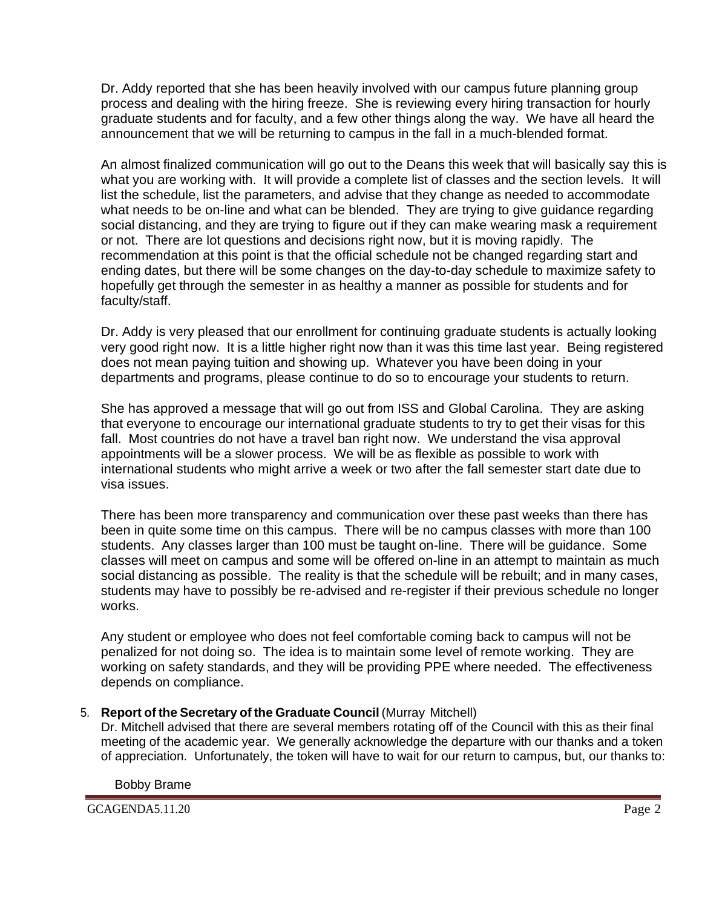Dr. Addy reported that she has been heavily involved with our campus future planning group process and dealing with the hiring freeze. She is reviewing every hiring transaction for hourly graduate students and for faculty, and a few other things along the way. We have all heard the announcement that we will be returning to campus in the fall in a much-blended format.

An almost finalized communication will go out to the Deans this week that will basically say this is what you are working with. It will provide a complete list of classes and the section levels. It will list the schedule, list the parameters, and advise that they change as needed to accommodate what needs to be on-line and what can be blended. They are trying to give guidance regarding social distancing, and they are trying to figure out if they can make wearing mask a requirement or not. There are lot questions and decisions right now, but it is moving rapidly. The recommendation at this point is that the official schedule not be changed regarding start and ending dates, but there will be some changes on the day-to-day schedule to maximize safety to hopefully get through the semester in as healthy a manner as possible for students and for faculty/staff.

Dr. Addy is very pleased that our enrollment for continuing graduate students is actually looking very good right now. It is a little higher right now than it was this time last year. Being registered does not mean paying tuition and showing up. Whatever you have been doing in your departments and programs, please continue to do so to encourage your students to return.

She has approved a message that will go out from ISS and Global Carolina. They are asking that everyone to encourage our international graduate students to try to get their visas for this fall. Most countries do not have a travel ban right now. We understand the visa approval appointments will be a slower process. We will be as flexible as possible to work with international students who might arrive a week or two after the fall semester start date due to visa issues.

There has been more transparency and communication over these past weeks than there has been in quite some time on this campus. There will be no campus classes with more than 100 students. Any classes larger than 100 must be taught on-line. There will be guidance. Some classes will meet on campus and some will be offered on-line in an attempt to maintain as much social distancing as possible. The reality is that the schedule will be rebuilt; and in many cases, students may have to possibly be re-advised and re-register if their previous schedule no longer works.

Any student or employee who does not feel comfortable coming back to campus will not be penalized for not doing so. The idea is to maintain some level of remote working. They are working on safety standards, and they will be providing PPE where needed. The effectiveness depends on compliance.

5. **Report of the Secretary of the Graduate Council** (Murray Mitchell)
   Dr. Mitchell advised that there are several members rotating off of the Council with this as their final meeting of the academic year. We generally acknowledge the departure with our thanks and a token of appreciation. Unfortunately, the token will have to wait for our return to campus, but, our thanks to:

   Bobby Brame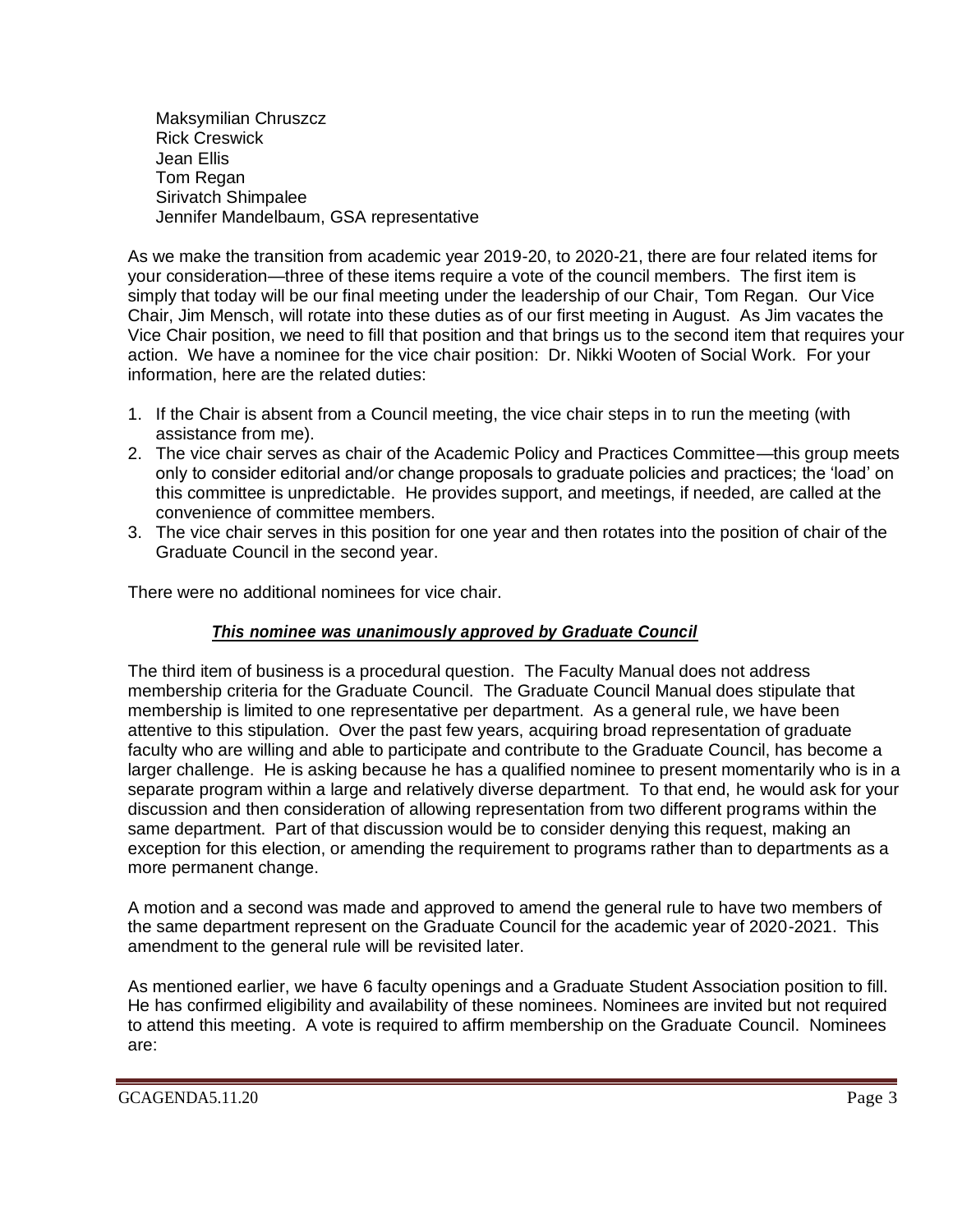Maksymilian Chruszcz
Rick Creswick
Jean Ellis
Tom Regan
Sirivatch Shimpalee
Jennifer Mandelbaum, GSA representative

As we make the transition from academic year 2019-20, to 2020-21, there are four related items for your consideration—three of these items require a vote of the council members. The first item is simply that today will be our final meeting under the leadership of our Chair, Tom Regan. Our Vice Chair, Jim Mensch, will rotate into these duties as of our first meeting in August. As Jim vacates the Vice Chair position, we need to fill that position and that brings us to the second item that requires your action. We have a nominee for the vice chair position: Dr. Nikki Wooten of Social Work. For your information, here are the related duties:

1. If the Chair is absent from a Council meeting, the vice chair steps in to run the meeting (with assistance from me).
2. The vice chair serves as chair of the Academic Policy and Practices Committee—this group meets only to consider editorial and/or change proposals to graduate policies and practices; the 'load' on this committee is unpredictable. He provides support, and meetings, if needed, are called at the convenience of committee members.
3. The vice chair serves in this position for one year and then rotates into the position of chair of the Graduate Council in the second year.

There were no additional nominees for vice chair.

***<u>This nominee was unanimously approved by Graduate Council</u>***

The third item of business is a procedural question. The Faculty Manual does not address membership criteria for the Graduate Council. The Graduate Council Manual does stipulate that membership is limited to one representative per department. As a general rule, we have been attentive to this stipulation. Over the past few years, acquiring broad representation of graduate faculty who are willing and able to participate and contribute to the Graduate Council, has become a larger challenge. He is asking because he has a qualified nominee to present momentarily who is in a separate program within a large and relatively diverse department. To that end, he would ask for your discussion and then consideration of allowing representation from two different programs within the same department. Part of that discussion would be to consider denying this request, making an exception for this election, or amending the requirement to programs rather than to departments as a more permanent change.

A motion and a second was made and approved to amend the general rule to have two members of the same department represent on the Graduate Council for the academic year of 2020-2021. This amendment to the general rule will be revisited later.

As mentioned earlier, we have 6 faculty openings and a Graduate Student Association position to fill. He has confirmed eligibility and availability of these nominees. Nominees are invited but not required to attend this meeting. A vote is required to affirm membership on the Graduate Council. Nominees are: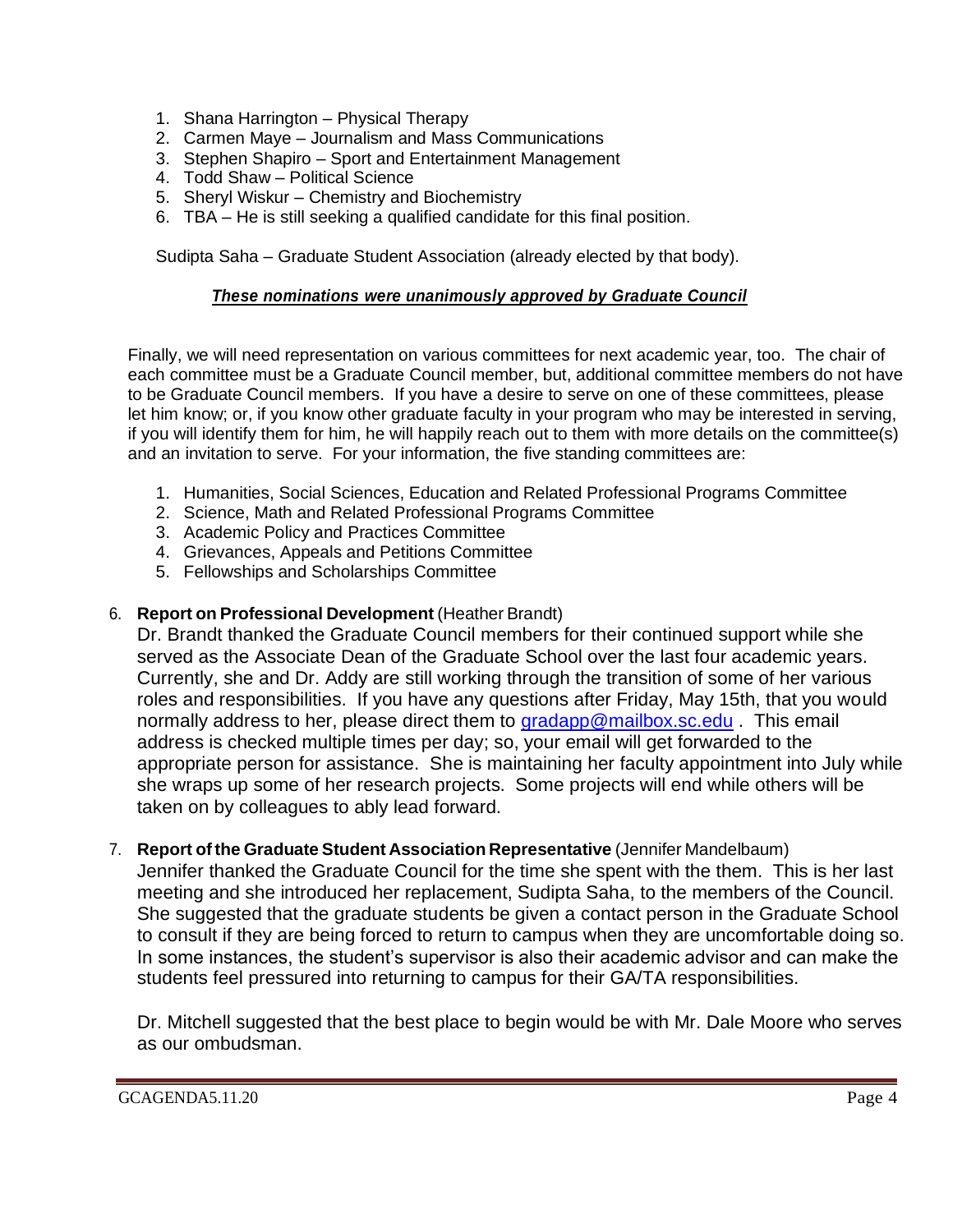1. Shana Harrington – Physical Therapy
2. Carmen Maye – Journalism and Mass Communications
3. Stephen Shapiro – Sport and Entertainment Management
4. Todd Shaw – Political Science
5. Sheryl Wiskur – Chemistry and Biochemistry
6. TBA – He is still seeking a qualified candidate for this final position.

Sudipta Saha – Graduate Student Association (already elected by that body).

***These nominations were unanimously approved by Graduate Council***

Finally, we will need representation on various committees for next academic year, too. The chair of each committee must be a Graduate Council member, but, additional committee members do not have to be Graduate Council members. If you have a desire to serve on one of these committees, please let him know; or, if you know other graduate faculty in your program who may be interested in serving, if you will identify them for him, he will happily reach out to them with more details on the committee(s) and an invitation to serve. For your information, the five standing committees are:

1. Humanities, Social Sciences, Education and Related Professional Programs Committee
2. Science, Math and Related Professional Programs Committee
3. Academic Policy and Practices Committee
4. Grievances, Appeals and Petitions Committee
5. Fellowships and Scholarships Committee

6. **Report on Professional Development** (Heather Brandt)

Dr. Brandt thanked the Graduate Council members for their continued support while she served as the Associate Dean of the Graduate School over the last four academic years. Currently, she and Dr. Addy are still working through the transition of some of her various roles and responsibilities. If you have any questions after Friday, May 15th, that you would normally address to her, please direct them to gradapp@mailbox.sc.edu . This email address is checked multiple times per day; so, your email will get forwarded to the appropriate person for assistance. She is maintaining her faculty appointment into July while she wraps up some of her research projects. Some projects will end while others will be taken on by colleagues to ably lead forward.

7. **Report of the Graduate Student Association Representative** (Jennifer Mandelbaum)

Jennifer thanked the Graduate Council for the time she spent with the them. This is her last meeting and she introduced her replacement, Sudipta Saha, to the members of the Council. She suggested that the graduate students be given a contact person in the Graduate School to consult if they are being forced to return to campus when they are uncomfortable doing so. In some instances, the student's supervisor is also their academic advisor and can make the students feel pressured into returning to campus for their GA/TA responsibilities.

Dr. Mitchell suggested that the best place to begin would be with Mr. Dale Moore who serves as our ombudsman.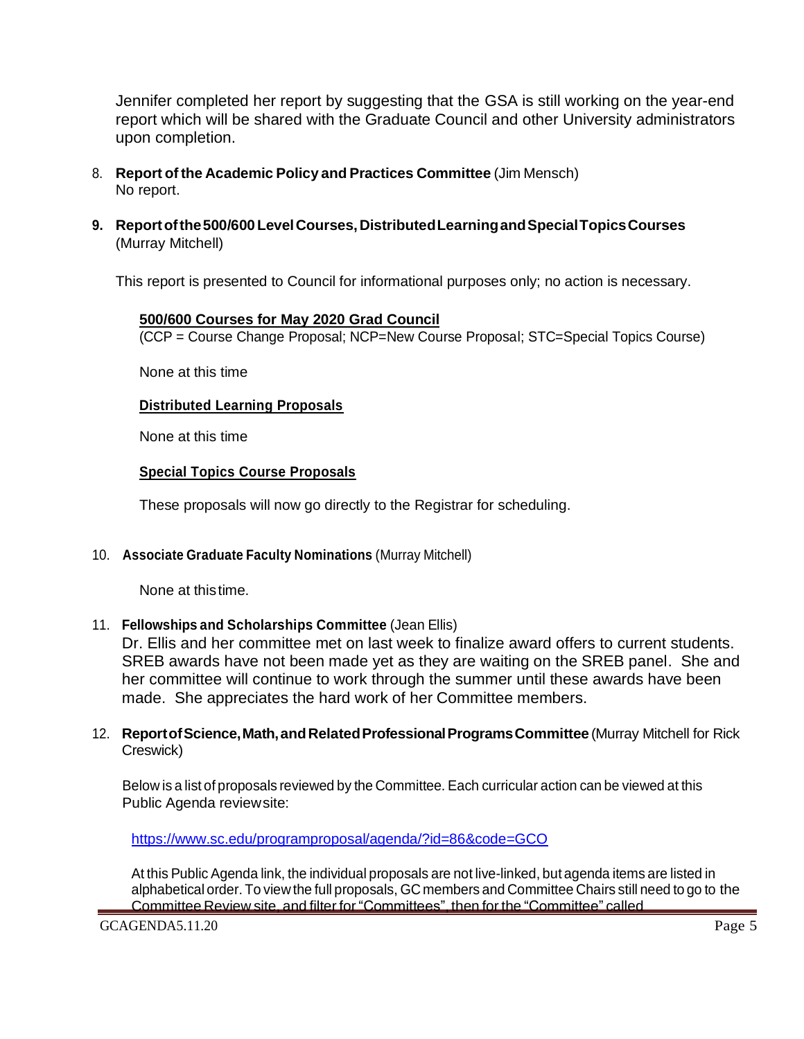Jennifer completed her report by suggesting that the GSA is still working on the year-end report which will be shared with the Graduate Council and other University administrators upon completion.

8. **Report of the Academic Policy and Practices Committee** (Jim Mensch)
   No report.

9. **Report of the 500/600 Level Courses, Distributed Learning and Special Topics Courses** (Murray Mitchell)

   This report is presented to Council for informational purposes only; no action is necessary.

   **500/600 Courses for May 2020 Grad Council**
   (CCP = Course Change Proposal; NCP=New Course Proposal; STC=Special Topics Course)

   None at this time

   **Distributed Learning Proposals**

   None at this time

   **Special Topics Course Proposals**

   These proposals will now go directly to the Registrar for scheduling.

10. **Associate Graduate Faculty Nominations** (Murray Mitchell)

    None at this time.

11. **Fellowships and Scholarships Committee** (Jean Ellis)
    Dr. Ellis and her committee met on last week to finalize award offers to current students. SREB awards have not been made yet as they are waiting on the SREB panel. She and her committee will continue to work through the summer until these awards have been made. She appreciates the hard work of her Committee members.

12. **Report of Science, Math, and Related Professional Programs Committee** (Murray Mitchell for Rick Creswick)

    Below is a list of proposals reviewed by the Committee. Each curricular action can be viewed at this Public Agenda review site:

    https://www.sc.edu/programproposal/agenda/?id=86&code=GCO

    At this Public Agenda link, the individual proposals are not live-linked, but agenda items are listed in alphabetical order. To view the full proposals, GC members and Committee Chairs still need to go to the Committee Review site, and filter for "Committees", then for the "Committee" called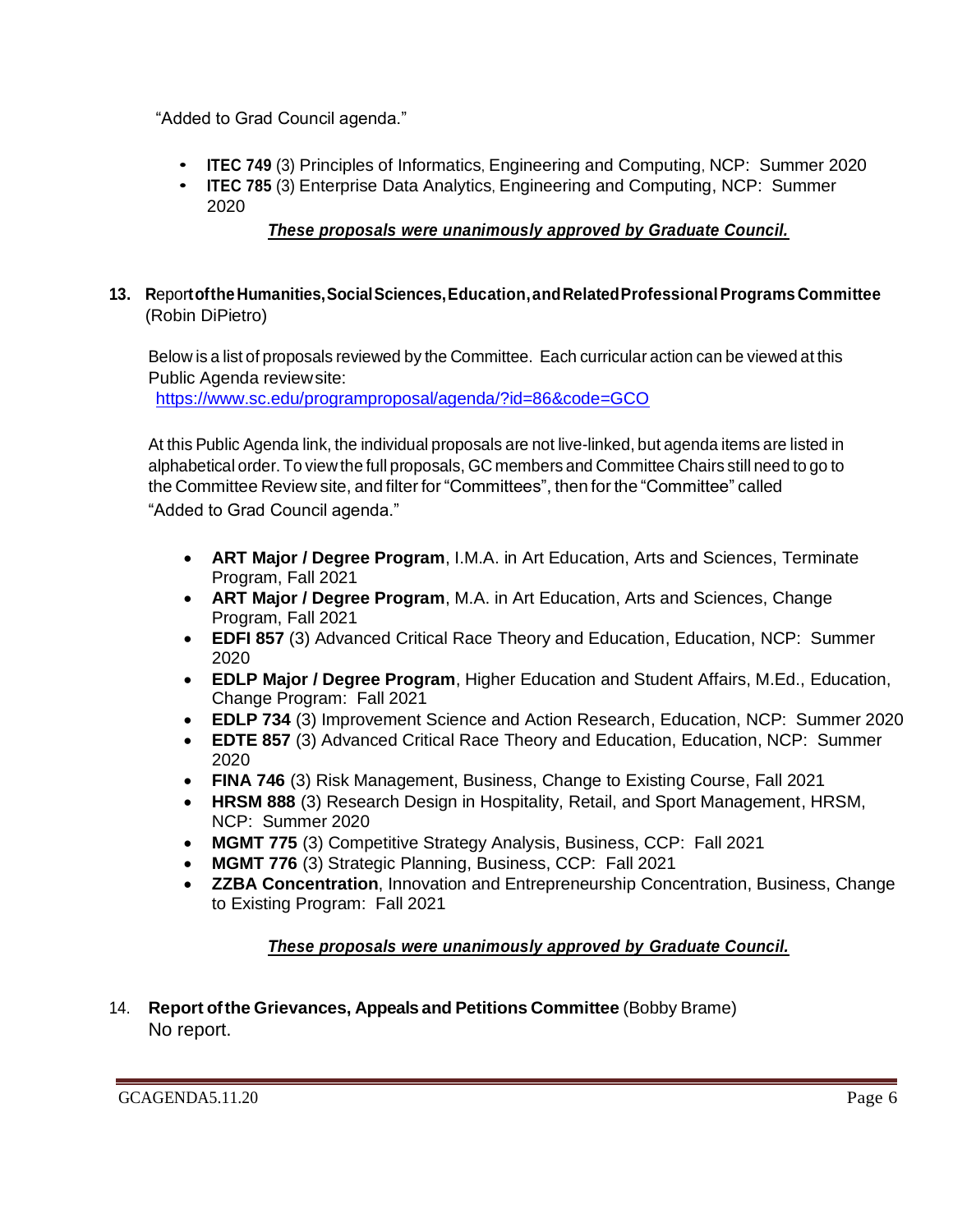"Added to Grad Council agenda."

- **ITEC 749** (3) Principles of Informatics, Engineering and Computing, NCP: Summer 2020
- **ITEC 785** (3) Enterprise Data Analytics, Engineering and Computing, NCP: Summer 2020

***<u>These proposals were unanimously approved by Graduate Council.</u>***

**13. Report of the Humanities, Social Sciences, Education, and Related Professional Programs Committee** (Robin DiPietro)

Below is a list of proposals reviewed by the Committee. Each curricular action can be viewed at this Public Agenda review site:
https://www.sc.edu/programproposal/agenda/?id=86&code=GCO

At this Public Agenda link, the individual proposals are not live-linked, but agenda items are listed in alphabetical order. To view the full proposals, GC members and Committee Chairs still need to go to the Committee Review site, and filter for "Committees", then for the "Committee" called "Added to Grad Council agenda."

- **ART Major / Degree Program**, I.M.A. in Art Education, Arts and Sciences, Terminate Program, Fall 2021
- **ART Major / Degree Program**, M.A. in Art Education, Arts and Sciences, Change Program, Fall 2021
- **EDFI 857** (3) Advanced Critical Race Theory and Education, Education, NCP: Summer 2020
- **EDLP Major / Degree Program**, Higher Education and Student Affairs, M.Ed., Education, Change Program: Fall 2021
- **EDLP 734** (3) Improvement Science and Action Research, Education, NCP: Summer 2020
- **EDTE 857** (3) Advanced Critical Race Theory and Education, Education, NCP: Summer 2020
- **FINA 746** (3) Risk Management, Business, Change to Existing Course, Fall 2021
- **HRSM 888** (3) Research Design in Hospitality, Retail, and Sport Management, HRSM, NCP: Summer 2020
- **MGMT 775** (3) Competitive Strategy Analysis, Business, CCP: Fall 2021
- **MGMT 776** (3) Strategic Planning, Business, CCP: Fall 2021
- **ZZBA Concentration**, Innovation and Entrepreneurship Concentration, Business, Change to Existing Program: Fall 2021

***<u>These proposals were unanimously approved by Graduate Council.</u>***

14. **Report of the Grievances, Appeals and Petitions Committee** (Bobby Brame)
No report.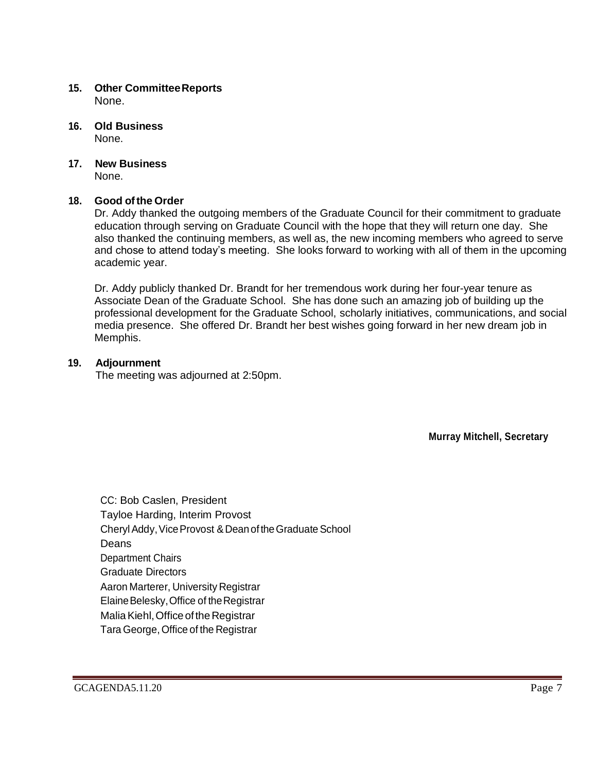**15. Other Committee Reports**
None.

**16. Old Business**
None.

**17. New Business**
None.

**18. Good of the Order**
Dr. Addy thanked the outgoing members of the Graduate Council for their commitment to graduate education through serving on Graduate Council with the hope that they will return one day. She also thanked the continuing members, as well as, the new incoming members who agreed to serve and chose to attend today's meeting. She looks forward to working with all of them in the upcoming academic year.

Dr. Addy publicly thanked Dr. Brandt for her tremendous work during her four-year tenure as Associate Dean of the Graduate School. She has done such an amazing job of building up the professional development for the Graduate School, scholarly initiatives, communications, and social media presence. She offered Dr. Brandt her best wishes going forward in her new dream job in Memphis.

**19. Adjournment**
The meeting was adjourned at 2:50pm.

**Murray Mitchell, Secretary**

CC: Bob Caslen, President
Tayloe Harding, Interim Provost
Cheryl Addy, Vice Provost & Dean of the Graduate School
Deans
Department Chairs
Graduate Directors
Aaron Marterer, University Registrar
Elaine Belesky, Office of the Registrar
Malia Kiehl, Office of the Registrar
Tara George, Office of the Registrar